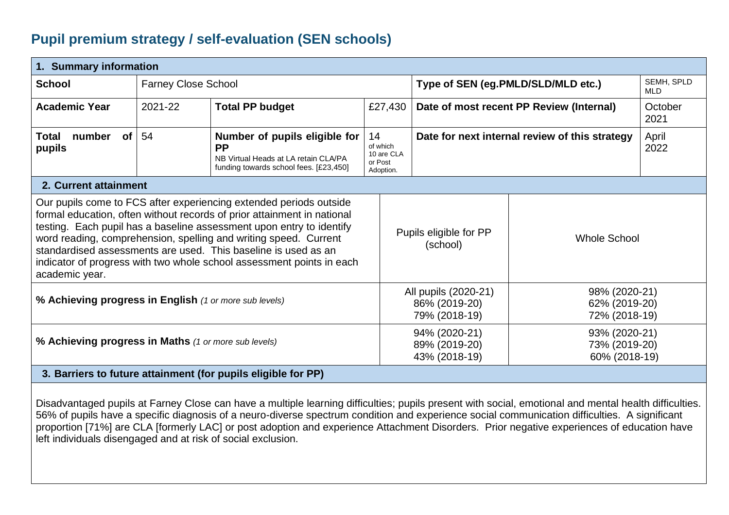# Pupil premium strategy / self-evaluation (SEN schools)

| **1. Summary information** | | | | | |
|---|---|---|---|---|---|
| **School** | Farney Close School | | | **Type of SEN (eg.PMLD/SLD/MLD etc.)** | SEMH, SPLD MLD |
| **Academic Year** | 2021-22 | **Total PP budget** | £27,430 | **Date of most recent PP Review (Internal)** | October 2021 |
| **Total number of pupils** | 54 | **Number of pupils eligible for PP** NB Virtual Heads at LA retain CLA/PA funding towards school fees. [£23,450] | 14 of which 10 are CLA or Post Adoption. | **Date for next internal review of this strategy** | April 2022 |

| **2. Current attainment** | | |
|---|---|---|
| Our pupils come to FCS after experiencing extended periods outside formal education, often without records of prior attainment in national testing. Each pupil has a baseline assessment upon entry to identify word reading, comprehension, spelling and writing speed. Current standardised assessments are used. This baseline is used as an indicator of progress with two whole school assessment points in each academic year. | Pupils eligible for PP (school) | Whole School |
| **% Achieving progress in English** *(1 or more sub levels)* | All pupils (2020-21)<br>86% (2019-20)<br>79% (2018-19) | 98% (2020-21)<br>62% (2019-20)<br>72% (2018-19) |
| **% Achieving progress in Maths** *(1 or more sub levels)* | 94% (2020-21)<br>89% (2019-20)<br>43% (2018-19) | 93% (2020-21)<br>73% (2019-20)<br>60% (2018-19) |

**3. Barriers to future attainment (for pupils eligible for PP)**

Disadvantaged pupils at Farney Close can have a multiple learning difficulties; pupils present with social, emotional and mental health difficulties. 56% of pupils have a specific diagnosis of a neuro-diverse spectrum condition and experience social communication difficulties. A significant proportion [71%] are CLA [formerly LAC] or post adoption and experience Attachment Disorders. Prior negative experiences of education have left individuals disengaged and at risk of social exclusion.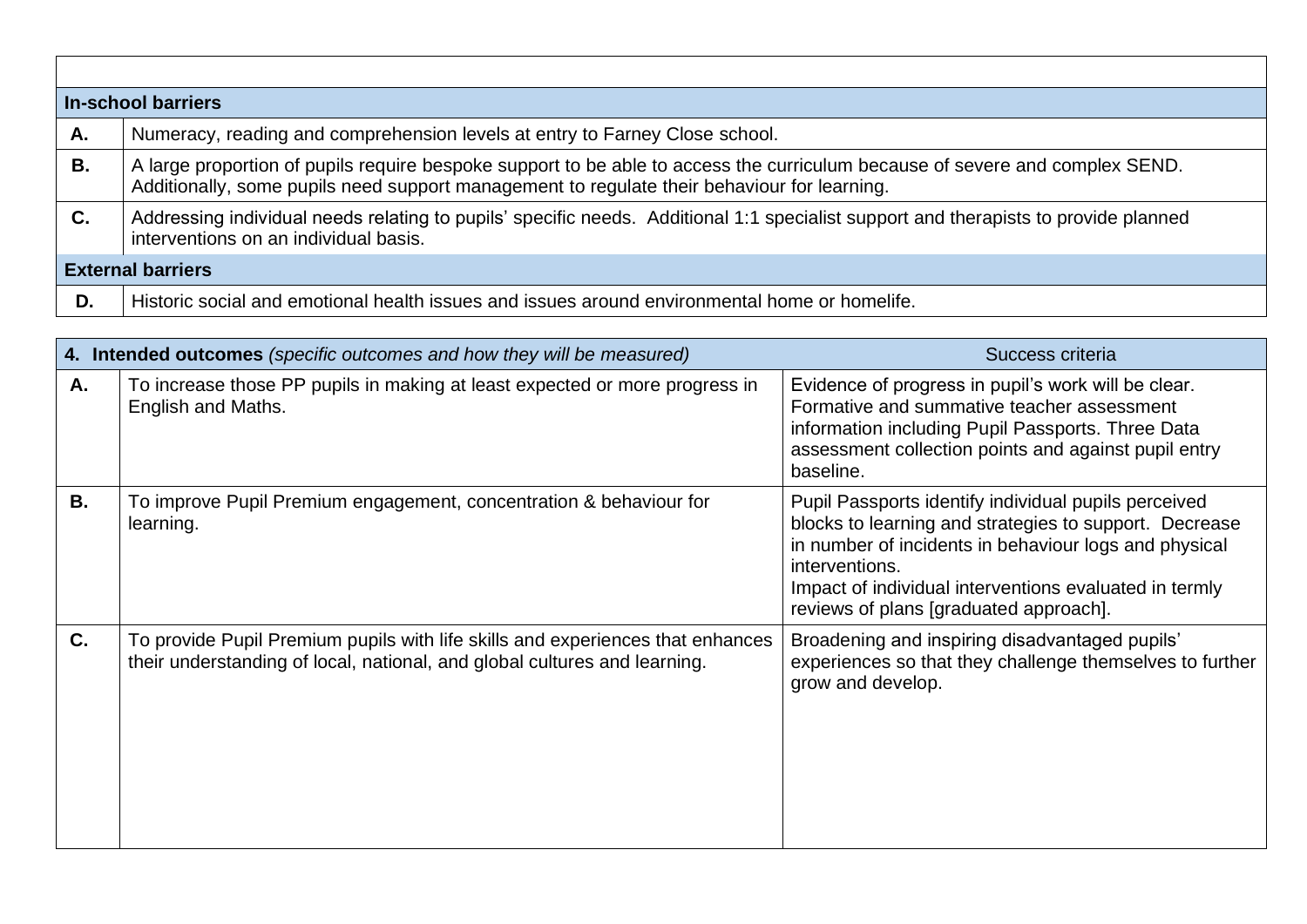| | |
|---|---|
| **In-school barriers** | |
| **A.** | Numeracy, reading and comprehension levels at entry to Farney Close school. |
| **B.** | A large proportion of pupils require bespoke support to be able to access the curriculum because of severe and complex SEND. Additionally, some pupils need support management to regulate their behaviour for learning. |
| **C.** | Addressing individual needs relating to pupils' specific needs. Additional 1:1 specialist support and therapists to provide planned interventions on an individual basis. |
| **External barriers** | |
| **D.** | Historic social and emotional health issues and issues around environmental home or homelife. |

| **4. Intended outcomes** *(specific outcomes and how they will be measured)* | | Success criteria |
|---|---|---|
| **A.** | To increase those PP pupils in making at least expected or more progress in English and Maths. | Evidence of progress in pupil's work will be clear. Formative and summative teacher assessment information including Pupil Passports. Three Data assessment collection points and against pupil entry baseline. |
| **B.** | To improve Pupil Premium engagement, concentration & behaviour for learning. | Pupil Passports identify individual pupils perceived blocks to learning and strategies to support. Decrease in number of incidents in behaviour logs and physical interventions.<br>Impact of individual interventions evaluated in termly reviews of plans [graduated approach]. |
| **C.** | To provide Pupil Premium pupils with life skills and experiences that enhances their understanding of local, national, and global cultures and learning. | Broadening and inspiring disadvantaged pupils' experiences so that they challenge themselves to further grow and develop. |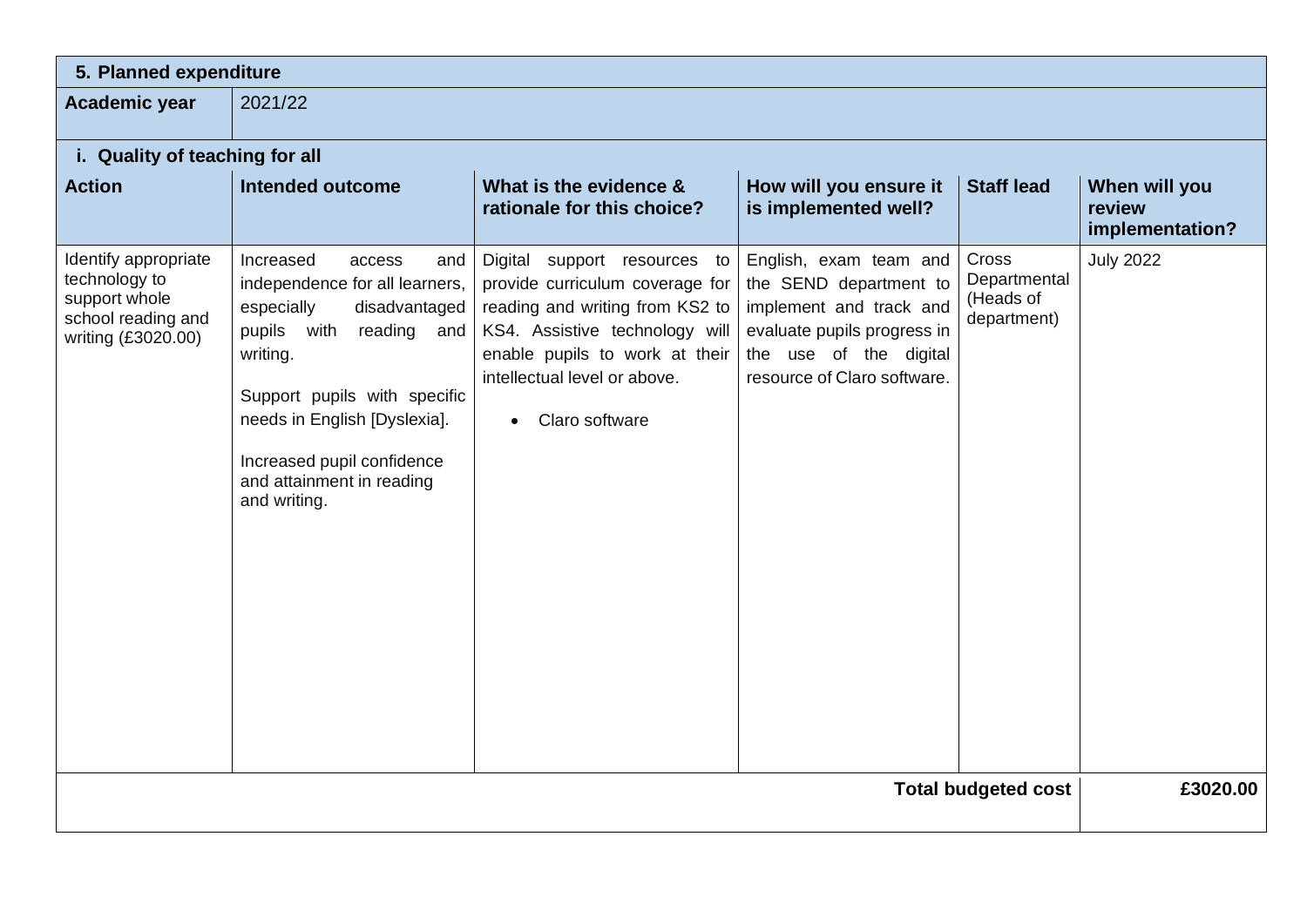| 5. Planned expenditure | | | | | |
|---|---|---|---|---|---|
| **Academic year** | 2021/22 | | | | |
| **i. Quality of teaching for all** | | | | | |
| **Action** | **Intended outcome** | **What is the evidence & rationale for this choice?** | **How will you ensure it is implemented well?** | **Staff lead** | **When will you review implementation?** |
| Identify appropriate technology to support whole school reading and writing (£3020.00) | Increased access and independence for all learners, especially disadvantaged pupils with reading and writing.<br><br>Support pupils with specific needs in English [Dyslexia].<br><br>Increased pupil confidence and attainment in reading and writing. | Digital support resources to provide curriculum coverage for reading and writing from KS2 to KS4. Assistive technology will enable pupils to work at their intellectual level or above.<br><br>• Claro software | English, exam team and the SEND department to implement and track and evaluate pupils progress in the use of the digital resource of Claro software. | Cross Departmental (Heads of department) | July 2022 |
| | | | | **Total budgeted cost** | **£3020.00** |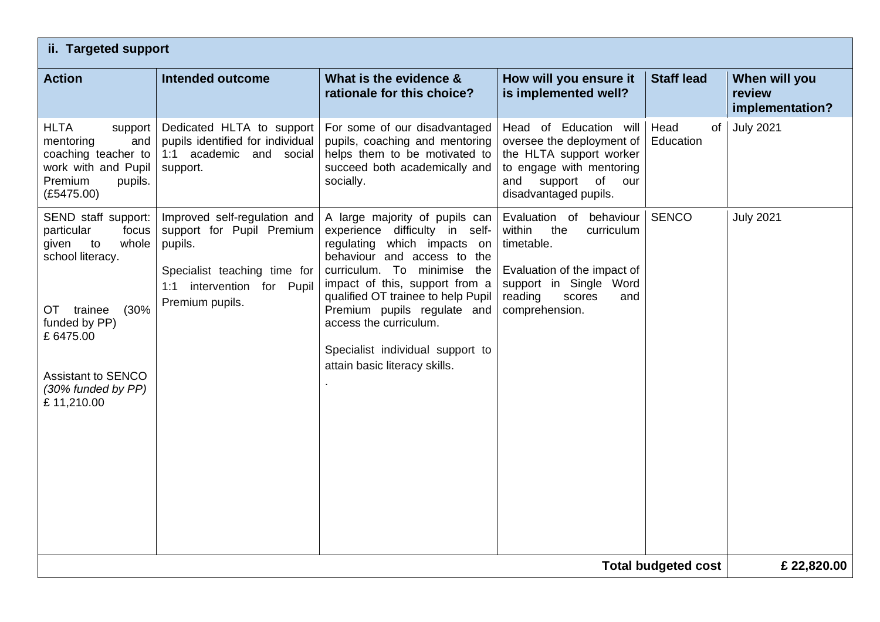## ii. Targeted support

| Action | Intended outcome | What is the evidence & rationale for this choice? | How will you ensure it is implemented well? | Staff lead | When will you review implementation? |
|---|---|---|---|---|---|
| HLTA support mentoring and coaching teacher to work with and Pupil Premium pupils. (£5475.00) | Dedicated HLTA to support pupils identified for individual 1:1 academic and social support. | For some of our disadvantaged pupils, coaching and mentoring helps them to be motivated to succeed both academically and socially. | Head of Education will oversee the deployment of the HLTA support worker to engage with mentoring and support of our disadvantaged pupils. | Head of Education | July 2021 |
| SEND staff support: particular focus given to whole school literacy.<br><br>OT trainee (30% funded by PP) £ 6475.00<br><br>Assistant to SENCO *(30% funded by PP)* £ 11,210.00 | Improved self-regulation and support for Pupil Premium pupils.<br><br>Specialist teaching time for 1:1 intervention for Pupil Premium pupils. | A large majority of pupils can experience difficulty in self-regulating which impacts on behaviour and access to the curriculum. To minimise the impact of this, support from a qualified OT trainee to help Pupil Premium pupils regulate and access the curriculum.<br><br>Specialist individual support to attain basic literacy skills.<br><br>. | Evaluation of behaviour within the curriculum timetable.<br><br>Evaluation of the impact of support in Single Word reading scores and comprehension. | SENCO | July 2021 |
| | | | | **Total budgeted cost** | **£ 22,820.00** |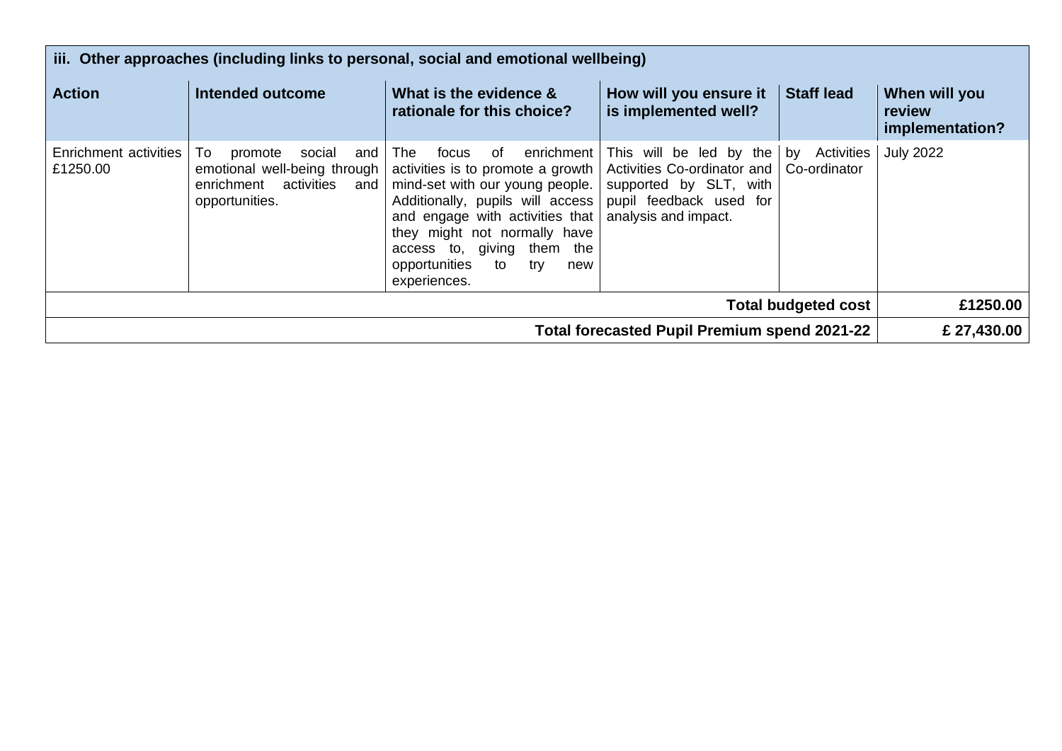| iii. Other approaches (including links to personal, social and emotional wellbeing) | | | | | |
|---|---|---|---|---|---|
| **Action** | **Intended outcome** | **What is the evidence & rationale for this choice?** | **How will you ensure it is implemented well?** | **Staff lead** | **When will you review implementation?** |
| Enrichment activities £1250.00 | To promote social and emotional well-being through enrichment activities and opportunities. | The focus of enrichment activities is to promote a growth mind-set with our young people. Additionally, pupils will access and engage with activities that they might not normally have access to, giving them the opportunities to try new experiences. | This will be led by the Activities Co-ordinator and supported by SLT, with pupil feedback used for analysis and impact. | by Activities Co-ordinator | July 2022 |
| | | | | **Total budgeted cost** | **£1250.00** |
| | | | **Total forecasted Pupil Premium spend 2021-22** | | **£ 27,430.00** |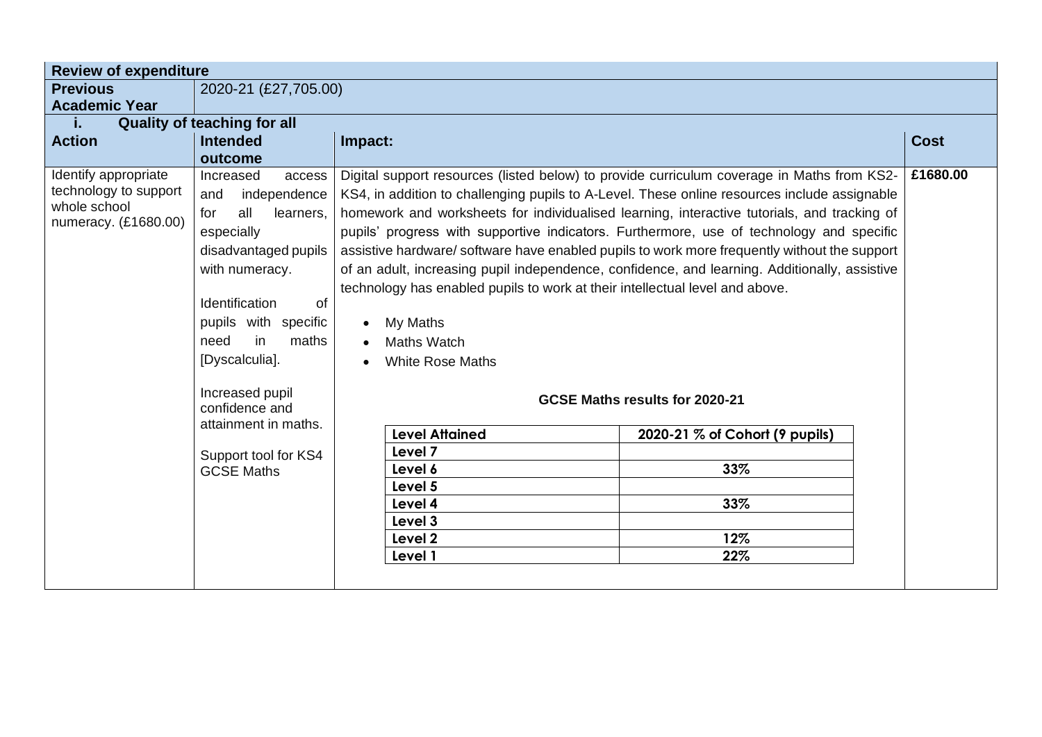| Review of expenditure | | | |
|---|---|---|---|
| **Previous Academic Year** | 2020-21 (£27,705.00) | | |
| **i. Quality of teaching for all** | | | |
| **Action** | **Intended outcome** | **Impact:** | **Cost** |
| Identify appropriate technology to support whole school numeracy. (£1680.00) | Increased access and independence for all learners, especially disadvantaged pupils with numeracy.<br><br>Identification of pupils with specific need in maths [Dyscalculia].<br><br>Increased pupil confidence and attainment in maths.<br><br>Support tool for KS4 GCSE Maths | Digital support resources (listed below) to provide curriculum coverage in Maths from KS2-KS4, in addition to challenging pupils to A-Level. These online resources include assignable homework and worksheets for individualised learning, interactive tutorials, and tracking of pupils' progress with supportive indicators. Furthermore, use of technology and specific assistive hardware/ software have enabled pupils to work more frequently without the support of an adult, increasing pupil independence, confidence, and learning. Additionally, assistive technology has enabled pupils to work at their intellectual level and above.<br><br>• My Maths<br>• Maths Watch<br>• White Rose Maths | **£1680.00** |

**GCSE Maths results for 2020-21**

| Level Attained | 2020-21 % of Cohort (9 pupils) |
|---|---|
| Level 7 | |
| Level 6 | 33% |
| Level 5 | |
| Level 4 | 33% |
| Level 3 | |
| Level 2 | 12% |
| Level 1 | 22% |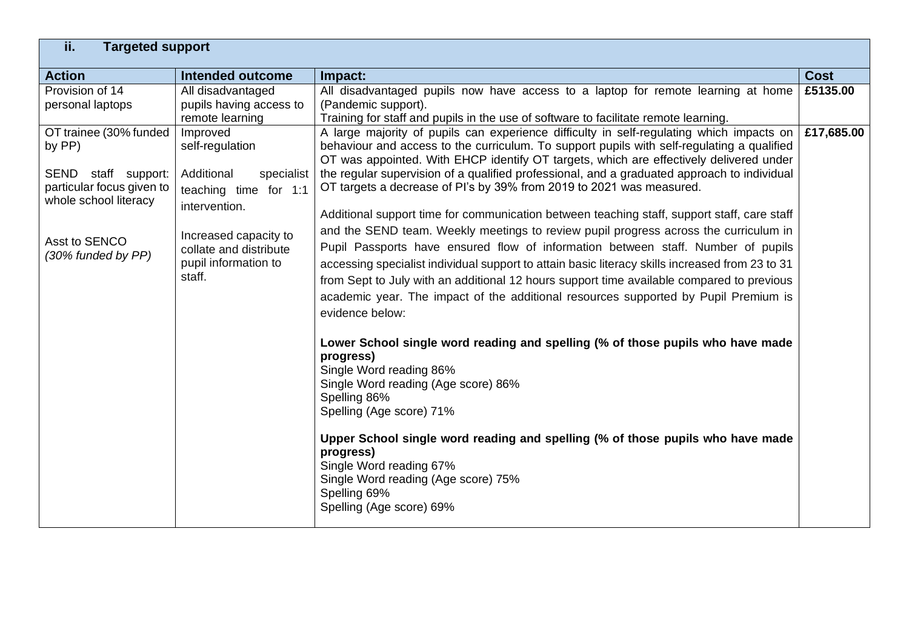## ii. Targeted support

| Action | Intended outcome | Impact: | Cost |
|---|---|---|---|
| Provision of 14 personal laptops | All disadvantaged pupils having access to remote learning | All disadvantaged pupils now have access to a laptop for remote learning at home (Pandemic support).<br>Training for staff and pupils in the use of software to facilitate remote learning. | **£5135.00** |
| OT trainee (30% funded by PP)<br><br>SEND staff support: particular focus given to whole school literacy<br><br>Asst to SENCO *(30% funded by PP)* | Improved self-regulation<br><br>Additional specialist teaching time for 1:1 intervention.<br><br>Increased capacity to collate and distribute pupil information to staff. | A large majority of pupils can experience difficulty in self-regulating which impacts on behaviour and access to the curriculum. To support pupils with self-regulating a qualified OT was appointed. With EHCP identify OT targets, which are effectively delivered under the regular supervision of a qualified professional, and a graduated approach to individual OT targets a decrease of PI's by 39% from 2019 to 2021 was measured.<br><br>Additional support time for communication between teaching staff, support staff, care staff and the SEND team. Weekly meetings to review pupil progress across the curriculum in Pupil Passports have ensured flow of information between staff. Number of pupils accessing specialist individual support to attain basic literacy skills increased from 23 to 31 from Sept to July with an additional 12 hours support time available compared to previous academic year. The impact of the additional resources supported by Pupil Premium is evidence below:<br><br>**Lower School single word reading and spelling (% of those pupils who have made progress)**<br>Single Word reading 86%<br>Single Word reading (Age score) 86%<br>Spelling 86%<br>Spelling (Age score) 71%<br><br>**Upper School single word reading and spelling (% of those pupils who have made progress)**<br>Single Word reading 67%<br>Single Word reading (Age score) 75%<br>Spelling 69%<br>Spelling (Age score) 69% | **£17,685.00** |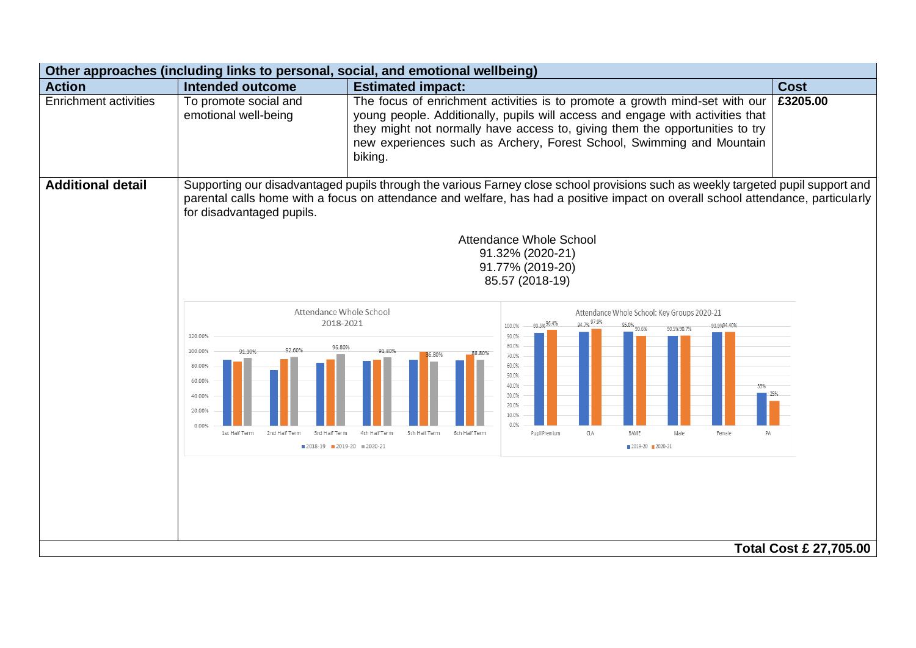| Other approaches (including links to personal, social, and emotional wellbeing) | | | |
|---|---|---|---|
| **Action** | **Intended outcome** | **Estimated impact:** | **Cost** |
| Enrichment activities | To promote social and emotional well-being | The focus of enrichment activities is to promote a growth mind-set with our young people. Additionally, pupils will access and engage with activities that they might not normally have access to, giving them the opportunities to try new experiences such as Archery, Forest School, Swimming and Mountain biking. | **£3205.00** |
| **Additional detail** | Supporting our disadvantaged pupils through the various Farney close school provisions such as weekly targeted pupil support and parental calls home with a focus on attendance and welfare, has had a positive impact on overall school attendance, particularly for disadvantaged pupils. | | |

Attendance Whole School
91.32% (2020-21)
91.77% (2019-20)
85.57 (2018-19)

Attendance Whole School
2018-2021

120.00%
100.00%
80.00%
60.00%
40.00%
20.00%
0.00%

91.10%
92.60%
96.80%
91.80%
86.80%
88.80%

1st Half Term
2nd Half Term
3rd Half Term
4th Half Term
5th Half Term
6th Half Term

2018-19 2019-20 2020-21

Attendance Whole School: Key Groups 2020-21

100.0%
90.0%
80.0%
70.0%
60.0%
50.0%
40.0%
30.0%
20.0%
10.0%
0.0%

93.5% 96.4%
94.7% 97.9%
95.0% 90.6%
90.5% 90.7%
93.9% 94.40%
33%
25%

Pupil Premium
CLA
BAME
Male
Female
PA

2019-20 2020-21

**Total Cost £ 27,705.00**